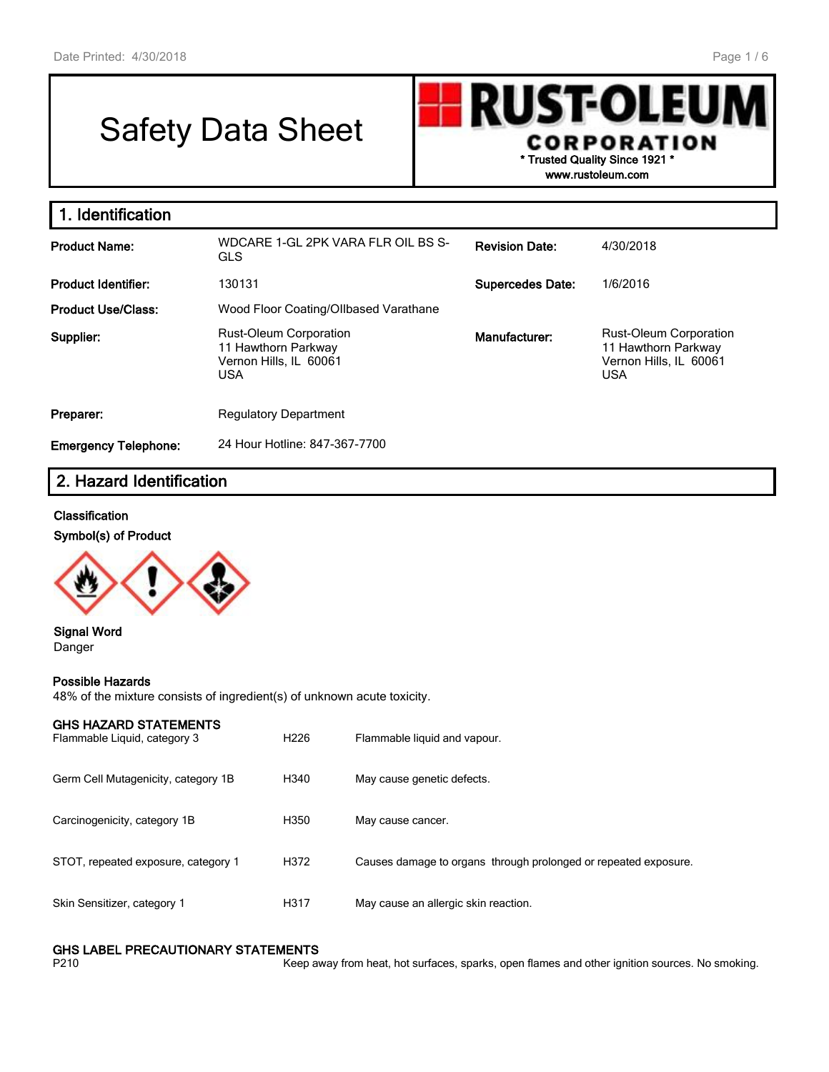# Safety Data Sheet

**RUST-OLEUM CORPORATION**
**\* Trusted Quality Since 1921 \***
**www.rustoleum.com**

## 1. Identification

| | | | |
|---|---|---|---|
| **Product Name:** | WDCARE 1-GL 2PK VARA FLR OIL BS S-GLS | **Revision Date:** | 4/30/2018 |
| **Product Identifier:** | 130131 | **Supercedes Date:** | 1/6/2016 |
| **Product Use/Class:** | Wood Floor Coating/OIlbased Varathane | | |
| **Supplier:** | Rust-Oleum Corporation<br>11 Hawthorn Parkway<br>Vernon Hills, IL 60061<br>USA | **Manufacturer:** | Rust-Oleum Corporation<br>11 Hawthorn Parkway<br>Vernon Hills, IL 60061<br>USA |
| **Preparer:** | Regulatory Department | | |
| **Emergency Telephone:** | 24 Hour Hotline: 847-367-7700 | | |

## 2. Hazard Identification

**Classification**

**Symbol(s) of Product**

**Signal Word**
Danger

**Possible Hazards**
48% of the mixture consists of ingredient(s) of unknown acute toxicity.

**GHS HAZARD STATEMENTS**

| | | |
|---|---|---|
| Flammable Liquid, category 3 | H226 | Flammable liquid and vapour. |
| Germ Cell Mutagenicity, category 1B | H340 | May cause genetic defects. |
| Carcinogenicity, category 1B | H350 | May cause cancer. |
| STOT, repeated exposure, category 1 | H372 | Causes damage to organs through prolonged or repeated exposure. |
| Skin Sensitizer, category 1 | H317 | May cause an allergic skin reaction. |

**GHS LABEL PRECAUTIONARY STATEMENTS**

| | |
|---|---|
| P210 | Keep away from heat, hot surfaces, sparks, open flames and other ignition sources. No smoking. |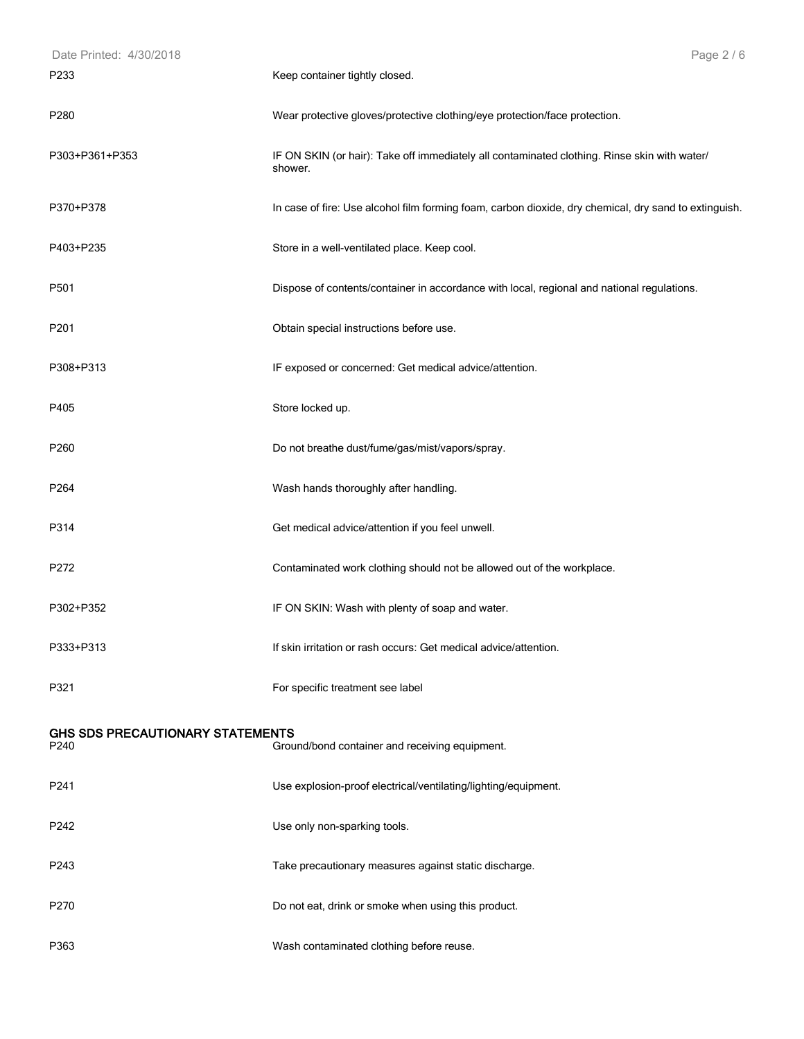| | |
|---|---|
| P233 | Keep container tightly closed. |
| P280 | Wear protective gloves/protective clothing/eye protection/face protection. |
| P303+P361+P353 | IF ON SKIN (or hair): Take off immediately all contaminated clothing. Rinse skin with water/ shower. |
| P370+P378 | In case of fire: Use alcohol film forming foam, carbon dioxide, dry chemical, dry sand to extinguish. |
| P403+P235 | Store in a well-ventilated place. Keep cool. |
| P501 | Dispose of contents/container in accordance with local, regional and national regulations. |
| P201 | Obtain special instructions before use. |
| P308+P313 | IF exposed or concerned: Get medical advice/attention. |
| P405 | Store locked up. |
| P260 | Do not breathe dust/fume/gas/mist/vapors/spray. |
| P264 | Wash hands thoroughly after handling. |
| P314 | Get medical advice/attention if you feel unwell. |
| P272 | Contaminated work clothing should not be allowed out of the workplace. |
| P302+P352 | IF ON SKIN: Wash with plenty of soap and water. |
| P333+P313 | If skin irritation or rash occurs: Get medical advice/attention. |
| P321 | For specific treatment see label |

## GHS SDS PRECAUTIONARY STATEMENTS

| | |
|---|---|
| P240 | Ground/bond container and receiving equipment. |
| P241 | Use explosion-proof electrical/ventilating/lighting/equipment. |
| P242 | Use only non-sparking tools. |
| P243 | Take precautionary measures against static discharge. |
| P270 | Do not eat, drink or smoke when using this product. |
| P363 | Wash contaminated clothing before reuse. |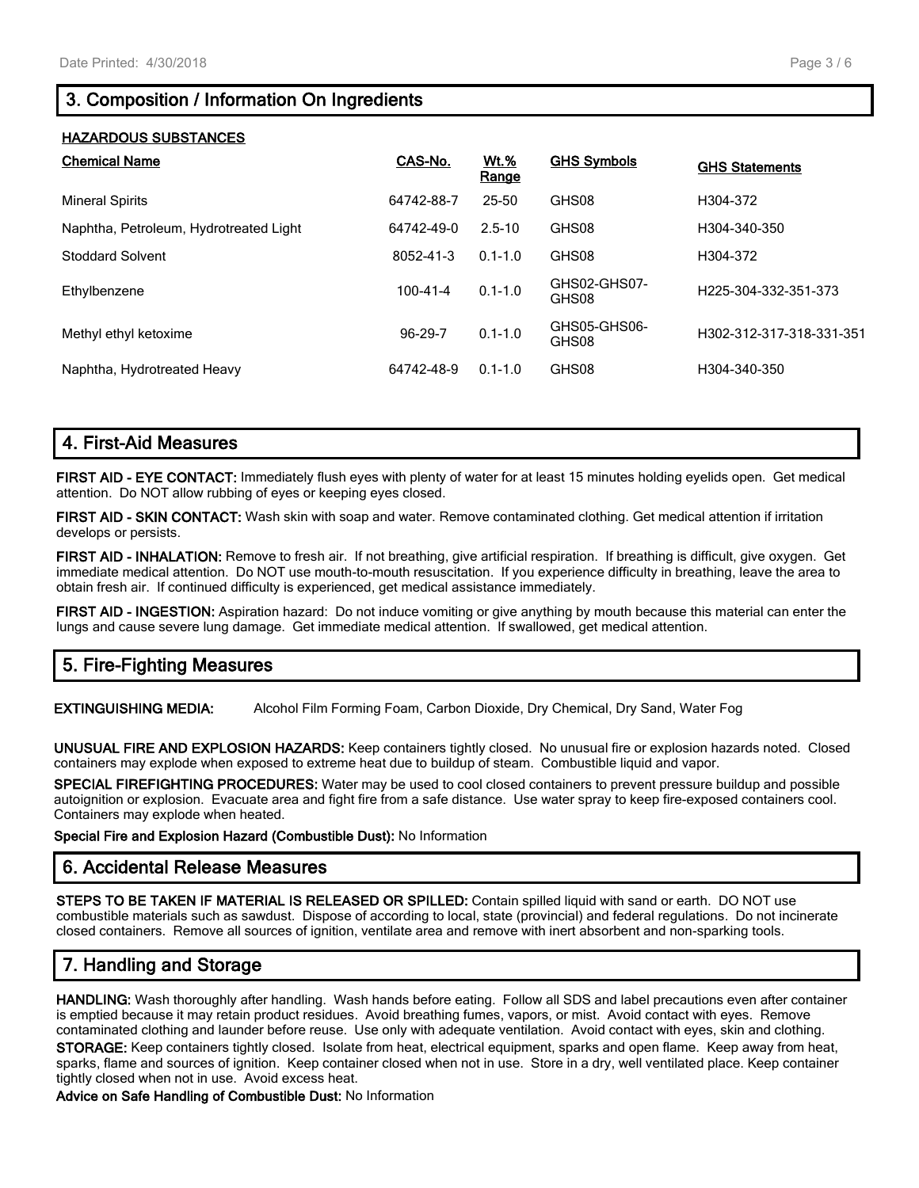## 3. Composition / Information On Ingredients

**HAZARDOUS SUBSTANCES**

| Chemical Name | CAS-No. | Wt.% Range | GHS Symbols | GHS Statements |
|---|---|---|---|---|
| Mineral Spirits | 64742-88-7 | 25-50 | GHS08 | H304-372 |
| Naphtha, Petroleum, Hydrotreated Light | 64742-49-0 | 2.5-10 | GHS08 | H304-340-350 |
| Stoddard Solvent | 8052-41-3 | 0.1-1.0 | GHS08 | H304-372 |
| Ethylbenzene | 100-41-4 | 0.1-1.0 | GHS02-GHS07-GHS08 | H225-304-332-351-373 |
| Methyl ethyl ketoxime | 96-29-7 | 0.1-1.0 | GHS05-GHS06-GHS08 | H302-312-317-318-331-351 |
| Naphtha, Hydrotreated Heavy | 64742-48-9 | 0.1-1.0 | GHS08 | H304-340-350 |

## 4. First-Aid Measures

**FIRST AID - EYE CONTACT:** Immediately flush eyes with plenty of water for at least 15 minutes holding eyelids open. Get medical attention. Do NOT allow rubbing of eyes or keeping eyes closed.

**FIRST AID - SKIN CONTACT:** Wash skin with soap and water. Remove contaminated clothing. Get medical attention if irritation develops or persists.

**FIRST AID - INHALATION:** Remove to fresh air. If not breathing, give artificial respiration. If breathing is difficult, give oxygen. Get immediate medical attention. Do NOT use mouth-to-mouth resuscitation. If you experience difficulty in breathing, leave the area to obtain fresh air. If continued difficulty is experienced, get medical assistance immediately.

**FIRST AID - INGESTION:** Aspiration hazard: Do not induce vomiting or give anything by mouth because this material can enter the lungs and cause severe lung damage. Get immediate medical attention. If swallowed, get medical attention.

## 5. Fire-Fighting Measures

**EXTINGUISHING MEDIA:** Alcohol Film Forming Foam, Carbon Dioxide, Dry Chemical, Dry Sand, Water Fog

**UNUSUAL FIRE AND EXPLOSION HAZARDS:** Keep containers tightly closed. No unusual fire or explosion hazards noted. Closed containers may explode when exposed to extreme heat due to buildup of steam. Combustible liquid and vapor.

**SPECIAL FIREFIGHTING PROCEDURES:** Water may be used to cool closed containers to prevent pressure buildup and possible autoignition or explosion. Evacuate area and fight fire from a safe distance. Use water spray to keep fire-exposed containers cool. Containers may explode when heated.

**Special Fire and Explosion Hazard (Combustible Dust):** No Information

## 6. Accidental Release Measures

**STEPS TO BE TAKEN IF MATERIAL IS RELEASED OR SPILLED:** Contain spilled liquid with sand or earth. DO NOT use combustible materials such as sawdust. Dispose of according to local, state (provincial) and federal regulations. Do not incinerate closed containers. Remove all sources of ignition, ventilate area and remove with inert absorbent and non-sparking tools.

## 7. Handling and Storage

**HANDLING:** Wash thoroughly after handling. Wash hands before eating. Follow all SDS and label precautions even after container is emptied because it may retain product residues. Avoid breathing fumes, vapors, or mist. Avoid contact with eyes. Remove contaminated clothing and launder before reuse. Use only with adequate ventilation. Avoid contact with eyes, skin and clothing.

**STORAGE:** Keep containers tightly closed. Isolate from heat, electrical equipment, sparks and open flame. Keep away from heat, sparks, flame and sources of ignition. Keep container closed when not in use. Store in a dry, well ventilated place. Keep container tightly closed when not in use. Avoid excess heat.

**Advice on Safe Handling of Combustible Dust:** No Information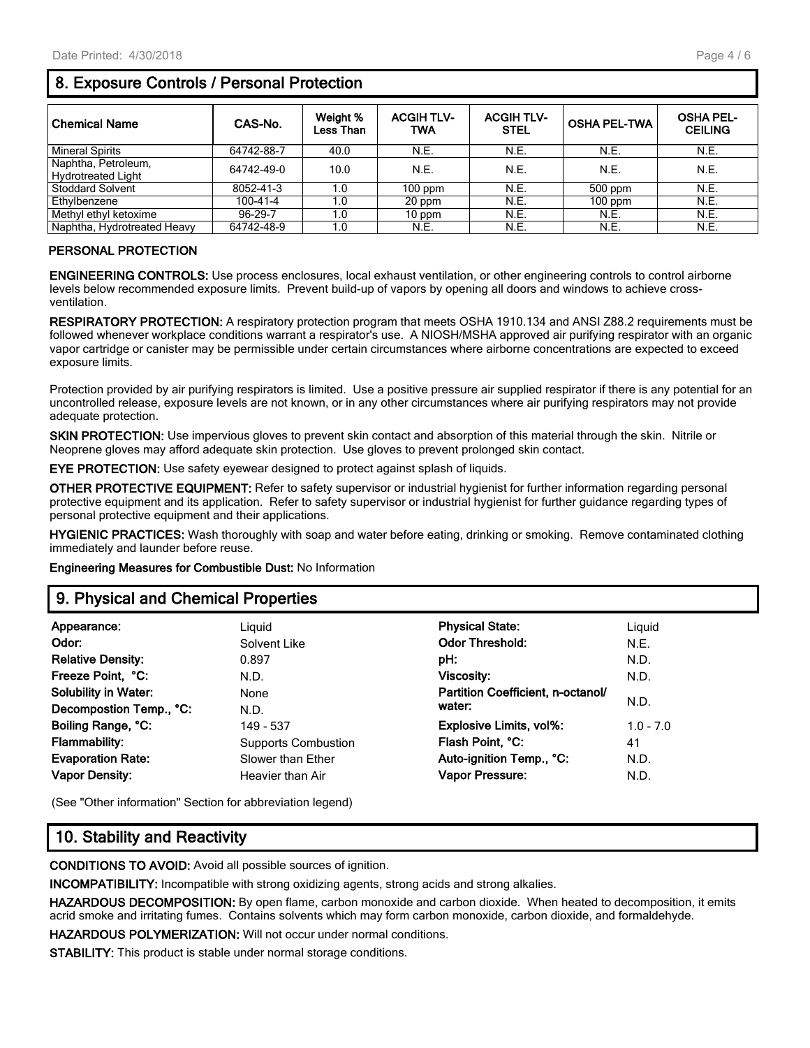## 8. Exposure Controls / Personal Protection

| Chemical Name | CAS-No. | Weight % Less Than | ACGIH TLV-TWA | ACGIH TLV-STEL | OSHA PEL-TWA | OSHA PEL-CEILING |
|---|---|---|---|---|---|---|
| Mineral Spirits | 64742-88-7 | 40.0 | N.E. | N.E. | N.E. | N.E. |
| Naphtha, Petroleum, Hydrotreated Light | 64742-49-0 | 10.0 | N.E. | N.E. | N.E. | N.E. |
| Stoddard Solvent | 8052-41-3 | 1.0 | 100 ppm | N.E. | 500 ppm | N.E. |
| Ethylbenzene | 100-41-4 | 1.0 | 20 ppm | N.E. | 100 ppm | N.E. |
| Methyl ethyl ketoxime | 96-29-7 | 1.0 | 10 ppm | N.E. | N.E. | N.E. |
| Naphtha, Hydrotreated Heavy | 64742-48-9 | 1.0 | N.E. | N.E. | N.E. | N.E. |

**PERSONAL PROTECTION**

**ENGINEERING CONTROLS:** Use process enclosures, local exhaust ventilation, or other engineering controls to control airborne levels below recommended exposure limits. Prevent build-up of vapors by opening all doors and windows to achieve cross-ventilation.

**RESPIRATORY PROTECTION:** A respiratory protection program that meets OSHA 1910.134 and ANSI Z88.2 requirements must be followed whenever workplace conditions warrant a respirator's use. A NIOSH/MSHA approved air purifying respirator with an organic vapor cartridge or canister may be permissible under certain circumstances where airborne concentrations are expected to exceed exposure limits.

Protection provided by air purifying respirators is limited. Use a positive pressure air supplied respirator if there is any potential for an uncontrolled release, exposure levels are not known, or in any other circumstances where air purifying respirators may not provide adequate protection.

**SKIN PROTECTION:** Use impervious gloves to prevent skin contact and absorption of this material through the skin. Nitrile or Neoprene gloves may afford adequate skin protection. Use gloves to prevent prolonged skin contact.

**EYE PROTECTION:** Use safety eyewear designed to protect against splash of liquids.

**OTHER PROTECTIVE EQUIPMENT:** Refer to safety supervisor or industrial hygienist for further information regarding personal protective equipment and its application. Refer to safety supervisor or industrial hygienist for further guidance regarding types of personal protective equipment and their applications.

**HYGIENIC PRACTICES:** Wash thoroughly with soap and water before eating, drinking or smoking. Remove contaminated clothing immediately and launder before reuse.

**Engineering Measures for Combustible Dust:** No Information

## 9. Physical and Chemical Properties

| | | | |
|---|---|---|---|
| **Appearance:** | Liquid | **Physical State:** | Liquid |
| **Odor:** | Solvent Like | **Odor Threshold:** | N.E. |
| **Relative Density:** | 0.897 | **pH:** | N.D. |
| **Freeze Point, °C:** | N.D. | **Viscosity:** | N.D. |
| **Solubility in Water:** | None | **Partition Coefficient, n-octanol/ water:** | N.D. |
| **Decompostion Temp., °C:** | N.D. | | |
| **Boiling Range, °C:** | 149 - 537 | **Explosive Limits, vol%:** | 1.0 - 7.0 |
| **Flammability:** | Supports Combustion | **Flash Point, °C:** | 41 |
| **Evaporation Rate:** | Slower than Ether | **Auto-ignition Temp., °C:** | N.D. |
| **Vapor Density:** | Heavier than Air | **Vapor Pressure:** | N.D. |

(See "Other information" Section for abbreviation legend)

## 10. Stability and Reactivity

**CONDITIONS TO AVOID:** Avoid all possible sources of ignition.

**INCOMPATIBILITY:** Incompatible with strong oxidizing agents, strong acids and strong alkalies.

**HAZARDOUS DECOMPOSITION:** By open flame, carbon monoxide and carbon dioxide. When heated to decomposition, it emits acrid smoke and irritating fumes. Contains solvents which may form carbon monoxide, carbon dioxide, and formaldehyde.

**HAZARDOUS POLYMERIZATION:** Will not occur under normal conditions.

**STABILITY:** This product is stable under normal storage conditions.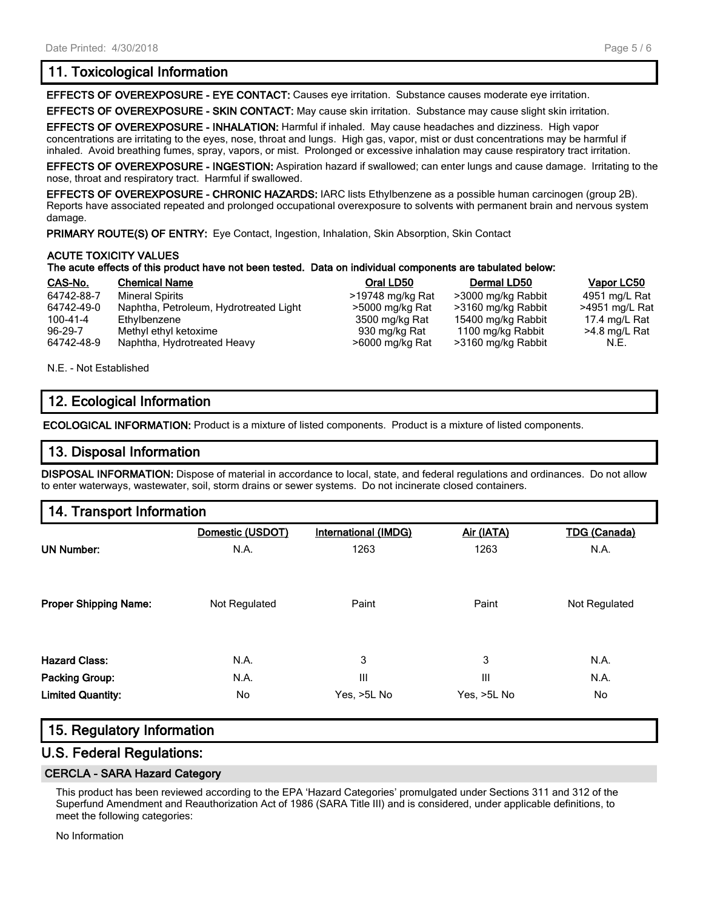## 11. Toxicological Information

**EFFECTS OF OVEREXPOSURE - EYE CONTACT:** Causes eye irritation. Substance causes moderate eye irritation.

**EFFECTS OF OVEREXPOSURE - SKIN CONTACT:** May cause skin irritation. Substance may cause slight skin irritation.

**EFFECTS OF OVEREXPOSURE - INHALATION:** Harmful if inhaled. May cause headaches and dizziness. High vapor concentrations are irritating to the eyes, nose, throat and lungs. High gas, vapor, mist or dust concentrations may be harmful if inhaled. Avoid breathing fumes, spray, vapors, or mist. Prolonged or excessive inhalation may cause respiratory tract irritation.

**EFFECTS OF OVEREXPOSURE - INGESTION:** Aspiration hazard if swallowed; can enter lungs and cause damage. Irritating to the nose, throat and respiratory tract. Harmful if swallowed.

**EFFECTS OF OVEREXPOSURE - CHRONIC HAZARDS:** IARC lists Ethylbenzene as a possible human carcinogen (group 2B). Reports have associated repeated and prolonged occupational overexposure to solvents with permanent brain and nervous system damage.

**PRIMARY ROUTE(S) OF ENTRY:** Eye Contact, Ingestion, Inhalation, Skin Absorption, Skin Contact

**ACUTE TOXICITY VALUES**
**The acute effects of this product have not been tested. Data on individual components are tabulated below:**

| CAS-No. | Chemical Name | Oral LD50 | Dermal LD50 | Vapor LC50 |
|---|---|---|---|---|
| 64742-88-7 | Mineral Spirits | >19748 mg/kg Rat | >3000 mg/kg Rabbit | 4951 mg/L Rat |
| 64742-49-0 | Naphtha, Petroleum, Hydrotreated Light | >5000 mg/kg Rat | >3160 mg/kg Rabbit | >4951 mg/L Rat |
| 100-41-4 | Ethylbenzene | 3500 mg/kg Rat | 15400 mg/kg Rabbit | 17.4 mg/L Rat |
| 96-29-7 | Methyl ethyl ketoxime | 930 mg/kg Rat | 1100 mg/kg Rabbit | >4.8 mg/L Rat |
| 64742-48-9 | Naphtha, Hydrotreated Heavy | >6000 mg/kg Rat | >3160 mg/kg Rabbit | N.E. |

N.E. - Not Established

## 12. Ecological Information

**ECOLOGICAL INFORMATION:** Product is a mixture of listed components. Product is a mixture of listed components.

## 13. Disposal Information

**DISPOSAL INFORMATION:** Dispose of material in accordance to local, state, and federal regulations and ordinances. Do not allow to enter waterways, wastewater, soil, storm drains or sewer systems. Do not incinerate closed containers.

## 14. Transport Information

| | Domestic (USDOT) | International (IMDG) | Air (IATA) | TDG (Canada) |
|---|---|---|---|---|
| **UN Number:** | N.A. | 1263 | 1263 | N.A. |
| **Proper Shipping Name:** | Not Regulated | Paint | Paint | Not Regulated |
| **Hazard Class:** | N.A. | 3 | 3 | N.A. |
| **Packing Group:** | N.A. | III | III | N.A. |
| **Limited Quantity:** | No | Yes, >5L No | Yes, >5L No | No |

## 15. Regulatory Information

## U.S. Federal Regulations:

### CERCLA - SARA Hazard Category

This product has been reviewed according to the EPA 'Hazard Categories' promulgated under Sections 311 and 312 of the Superfund Amendment and Reauthorization Act of 1986 (SARA Title III) and is considered, under applicable definitions, to meet the following categories:

No Information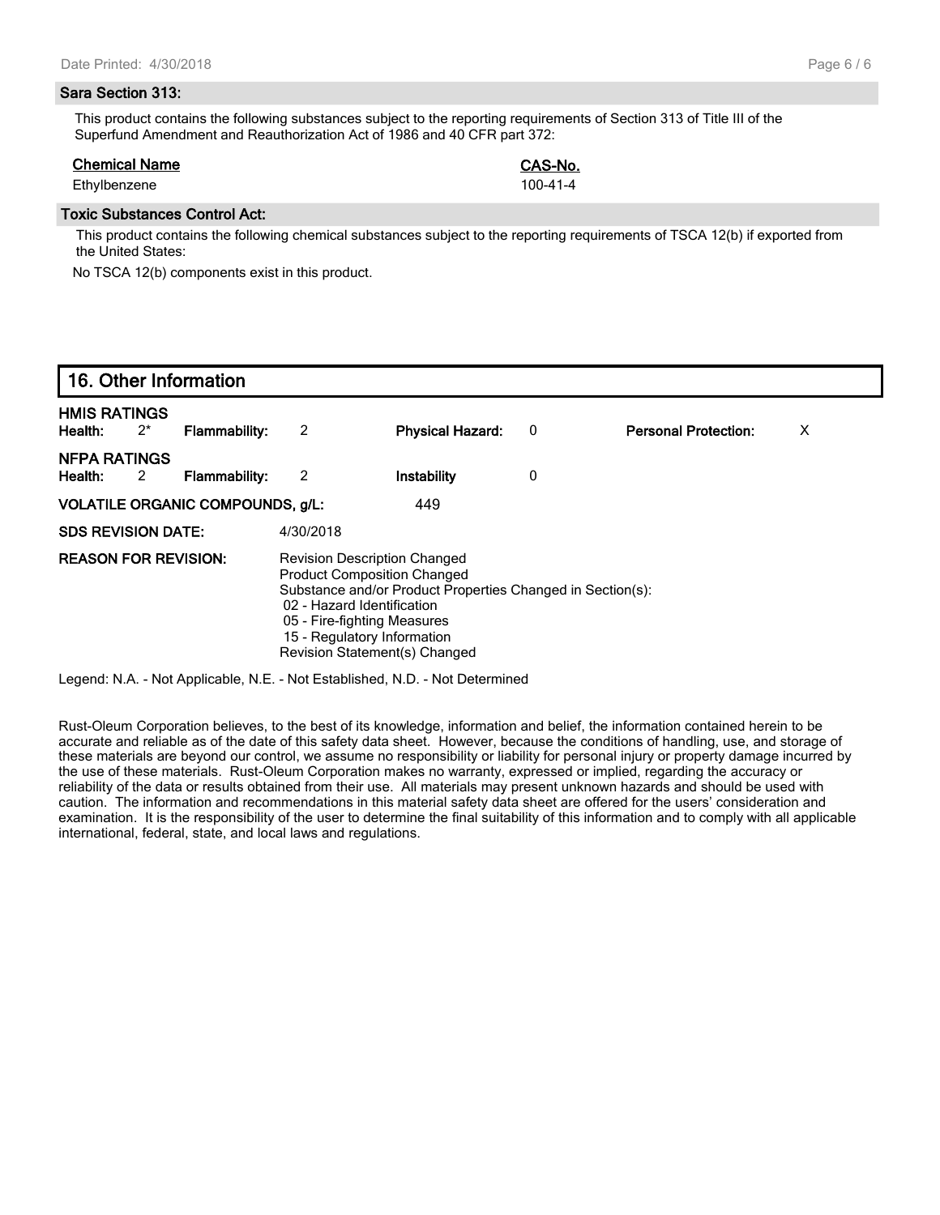### Sara Section 313:

This product contains the following substances subject to the reporting requirements of Section 313 of Title III of the Superfund Amendment and Reauthorization Act of 1986 and 40 CFR part 372:

| Chemical Name | CAS-No. |
|---|---|
| Ethylbenzene | 100-41-4 |

### Toxic Substances Control Act:

This product contains the following chemical substances subject to the reporting requirements of TSCA 12(b) if exported from the United States:

No TSCA 12(b) components exist in this product.

## 16. Other Information

**HMIS RATINGS**

| | | | | | | | |
|---|---|---|---|---|---|---|---|
| **Health:** | 2* | **Flammability:** | 2 | **Physical Hazard:** | 0 | **Personal Protection:** | X |

**NFPA RATINGS**

| | | | | | |
|---|---|---|---|---|---|
| **Health:** | 2 | **Flammability:** | 2 | **Instability** | 0 |

**VOLATILE ORGANIC COMPOUNDS, g/L:** 449

**SDS REVISION DATE:** 4/30/2018

**REASON FOR REVISION:**
Revision Description Changed
Product Composition Changed
Substance and/or Product Properties Changed in Section(s):
02 - Hazard Identification
05 - Fire-fighting Measures
15 - Regulatory Information
Revision Statement(s) Changed

Legend: N.A. - Not Applicable, N.E. - Not Established, N.D. - Not Determined

Rust-Oleum Corporation believes, to the best of its knowledge, information and belief, the information contained herein to be accurate and reliable as of the date of this safety data sheet. However, because the conditions of handling, use, and storage of these materials are beyond our control, we assume no responsibility or liability for personal injury or property damage incurred by the use of these materials. Rust-Oleum Corporation makes no warranty, expressed or implied, regarding the accuracy or reliability of the data or results obtained from their use. All materials may present unknown hazards and should be used with caution. The information and recommendations in this material safety data sheet are offered for the users' consideration and examination. It is the responsibility of the user to determine the final suitability of this information and to comply with all applicable international, federal, state, and local laws and regulations.